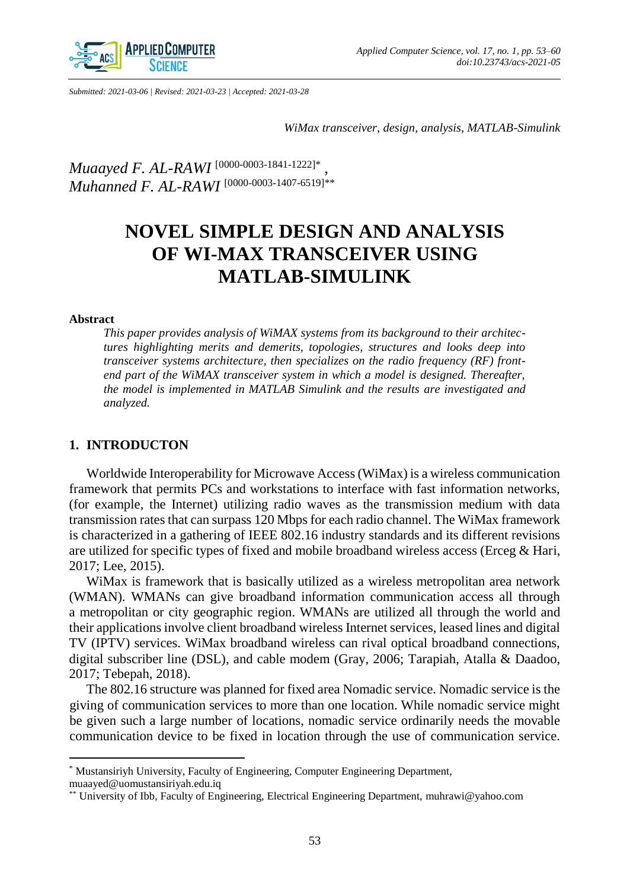Submitted: 2021-03-06 | Revised: 2021-03-23 | Accepted: 2021-03-28

*WiMax transceiver, design, analysis, MATLAB-Simulink*

*Muaayed F. AL-RAWI* [0000-0003-1841-1222]*,
*Muhanned F. AL-RAWI* [0000-0003-1407-6519]**

# NOVEL SIMPLE DESIGN AND ANALYSIS OF WI-MAX TRANSCEIVER USING MATLAB-SIMULINK

### Abstract

*This paper provides analysis of WiMAX systems from its background to their architectures highlighting merits and demerits, topologies, structures and looks deep into transceiver systems architecture, then specializes on the radio frequency (RF) front-end part of the WiMAX transceiver system in which a model is designed. Thereafter, the model is implemented in MATLAB Simulink and the results are investigated and analyzed.*

## 1. INTRODUCTON

Worldwide Interoperability for Microwave Access (WiMax) is a wireless communication framework that permits PCs and workstations to interface with fast information networks, (for example, the Internet) utilizing radio waves as the transmission medium with data transmission rates that can surpass 120 Mbps for each radio channel. The WiMax framework is characterized in a gathering of IEEE 802.16 industry standards and its different revisions are utilized for specific types of fixed and mobile broadband wireless access (Erceg & Hari, 2017; Lee, 2015).

WiMax is framework that is basically utilized as a wireless metropolitan area network (WMAN). WMANs can give broadband information communication access all through a metropolitan or city geographic region. WMANs are utilized all through the world and their applications involve client broadband wireless Internet services, leased lines and digital TV (IPTV) services. WiMax broadband wireless can rival optical broadband connections, digital subscriber line (DSL), and cable modem (Gray, 2006; Tarapiah, Atalla & Daadoo, 2017; Tebepah, 2018).

The 802.16 structure was planned for fixed area Nomadic service. Nomadic service is the giving of communication services to more than one location. While nomadic service might be given such a large number of locations, nomadic service ordinarily needs the movable communication device to be fixed in location through the use of communication service.

---

* Mustansiriyh University, Faculty of Engineering, Computer Engineering Department, muaayed@uomustansiriyah.edu.iq
** University of Ibb, Faculty of Engineering, Electrical Engineering Department, muhrawi@yahoo.com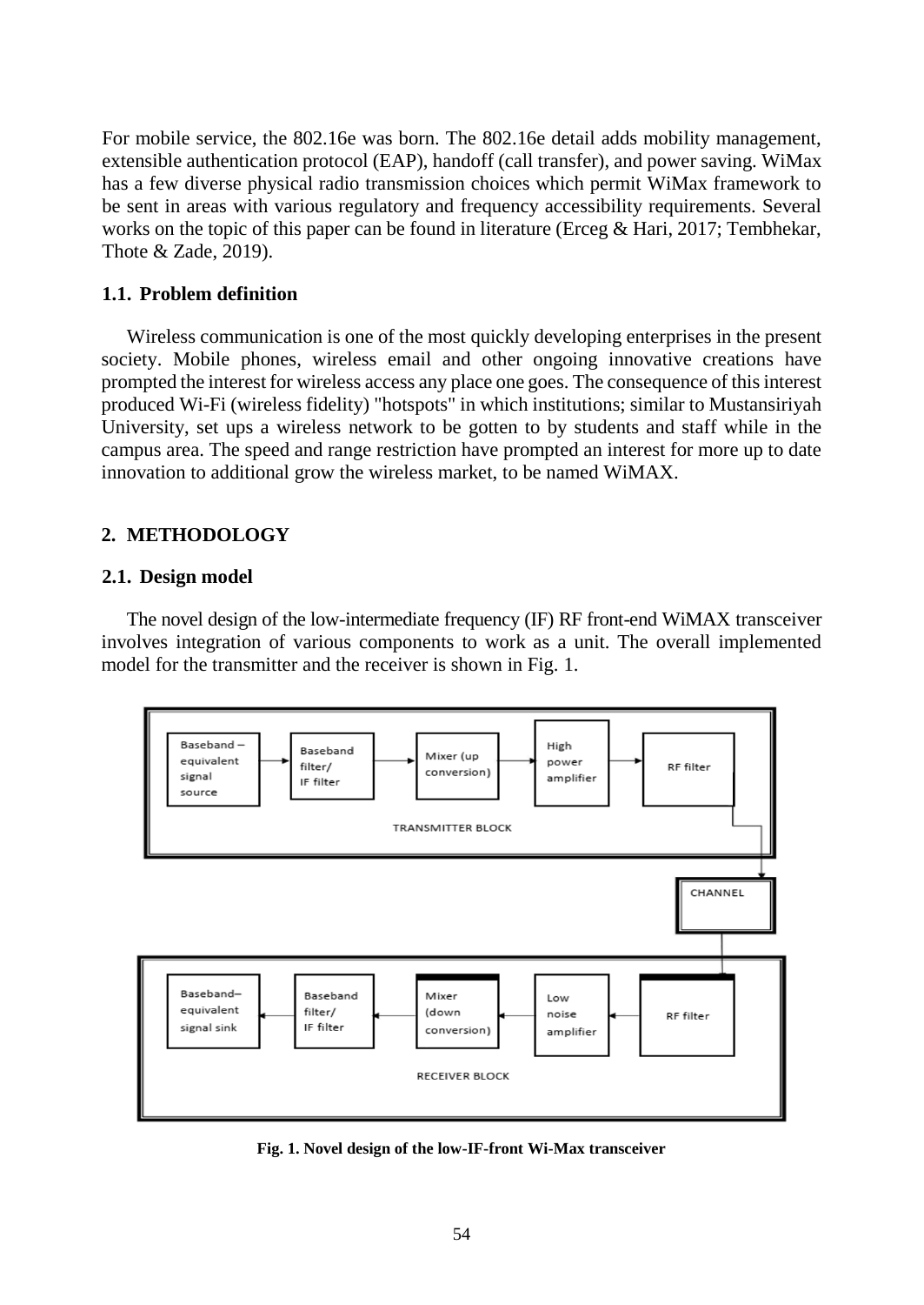For mobile service, the 802.16e was born. The 802.16e detail adds mobility management, extensible authentication protocol (EAP), handoff (call transfer), and power saving. WiMax has a few diverse physical radio transmission choices which permit WiMax framework to be sent in areas with various regulatory and frequency accessibility requirements. Several works on the topic of this paper can be found in literature (Erceg & Hari, 2017; Tembhekar, Thote & Zade, 2019).

### 1.1. Problem definition

Wireless communication is one of the most quickly developing enterprises in the present society. Mobile phones, wireless email and other ongoing innovative creations have prompted the interest for wireless access any place one goes. The consequence of this interest produced Wi-Fi (wireless fidelity) "hotspots" in which institutions; similar to Mustansiriyah University, set ups a wireless network to be gotten to by students and staff while in the campus area. The speed and range restriction have prompted an interest for more up to date innovation to additional grow the wireless market, to be named WiMAX.

## 2. METHODOLOGY

### 2.1. Design model

The novel design of the low-intermediate frequency (IF) RF front-end WiMAX transceiver involves integration of various components to work as a unit. The overall implemented model for the transmitter and the receiver is shown in Fig. 1.

**Fig. 1. Novel design of the low-IF-front Wi-Max transceiver**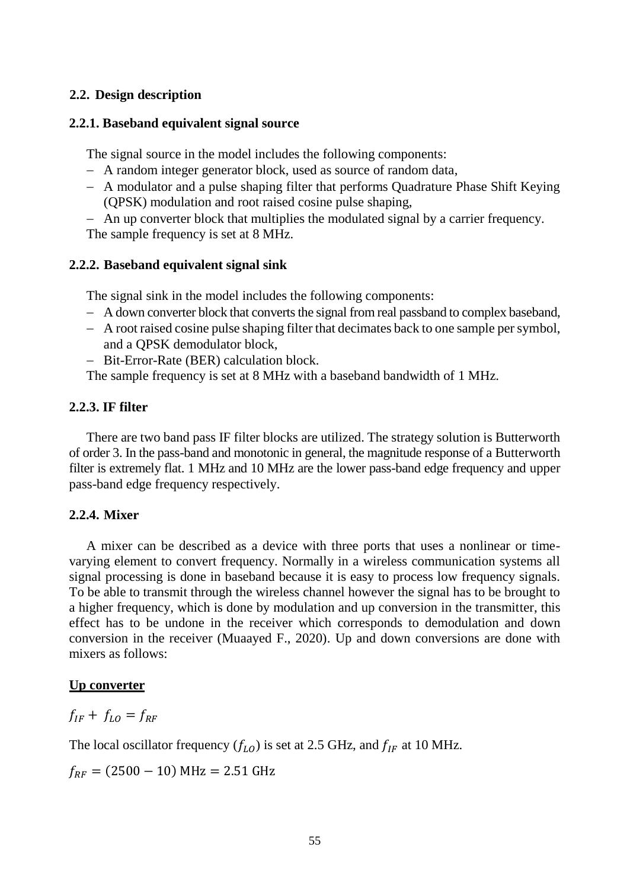### 2.2. Design description

#### 2.2.1. Baseband equivalent signal source

The signal source in the model includes the following components:

- A random integer generator block, used as source of random data,
- A modulator and a pulse shaping filter that performs Quadrature Phase Shift Keying (QPSK) modulation and root raised cosine pulse shaping,
- An up converter block that multiplies the modulated signal by a carrier frequency.

The sample frequency is set at 8 MHz.

#### 2.2.2. Baseband equivalent signal sink

The signal sink in the model includes the following components:

- A down converter block that converts the signal from real passband to complex baseband,
- A root raised cosine pulse shaping filter that decimates back to one sample per symbol, and a QPSK demodulator block,
- Bit-Error-Rate (BER) calculation block.

The sample frequency is set at 8 MHz with a baseband bandwidth of 1 MHz.

#### 2.2.3. IF filter

There are two band pass IF filter blocks are utilized. The strategy solution is Butterworth of order 3. In the pass-band and monotonic in general, the magnitude response of a Butterworth filter is extremely flat. 1 MHz and 10 MHz are the lower pass-band edge frequency and upper pass-band edge frequency respectively.

#### 2.2.4. Mixer

A mixer can be described as a device with three ports that uses a nonlinear or time-varying element to convert frequency. Normally in a wireless communication systems all signal processing is done in baseband because it is easy to process low frequency signals. To be able to transmit through the wireless channel however the signal has to be brought to a higher frequency, which is done by modulation and up conversion in the transmitter, this effect has to be undone in the receiver which corresponds to demodulation and down conversion in the receiver (Muaayed F., 2020). Up and down conversions are done with mixers as follows:

**Up converter**

$f_{IF} + f_{LO} = f_{RF}$

The local oscillator frequency ($f_{LO}$) is set at 2.5 GHz, and $f_{IF}$ at 10 MHz.

$f_{RF} = (2500 - 10)\ \text{MHz} = 2.51\ \text{GHz}$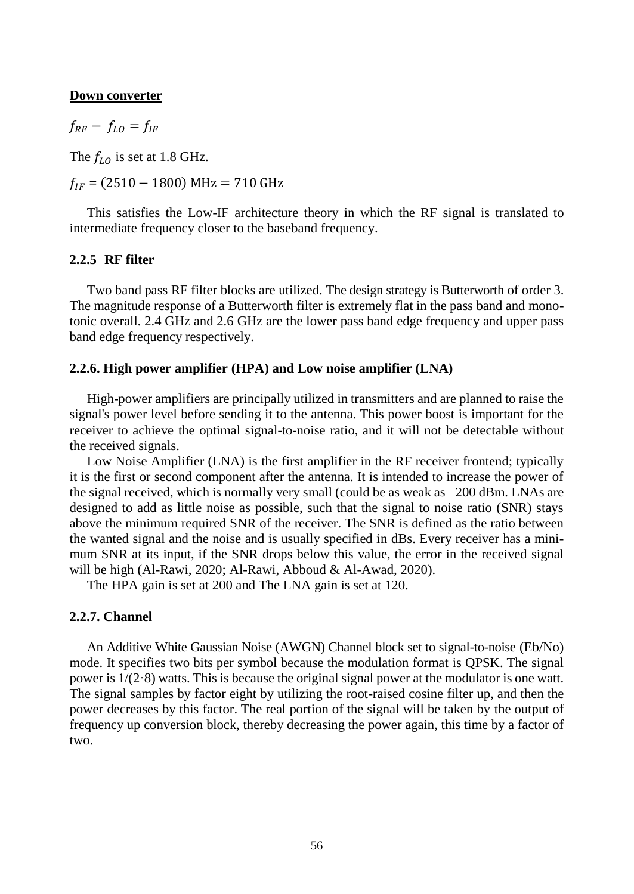**Down converter**

$f_{RF} - f_{LO} = f_{IF}$

The $f_{LO}$ is set at 1.8 GHz.

$f_{IF} = (2510 - 1800)\text{ MHz} = 710\text{ GHz}$

This satisfies the Low-IF architecture theory in which the RF signal is translated to intermediate frequency closer to the baseband frequency.

### 2.2.5 RF filter

Two band pass RF filter blocks are utilized. The design strategy is Butterworth of order 3. The magnitude response of a Butterworth filter is extremely flat in the pass band and monotonic overall. 2.4 GHz and 2.6 GHz are the lower pass band edge frequency and upper pass band edge frequency respectively.

### 2.2.6. High power amplifier (HPA) and Low noise amplifier (LNA)

High-power amplifiers are principally utilized in transmitters and are planned to raise the signal's power level before sending it to the antenna. This power boost is important for the receiver to achieve the optimal signal-to-noise ratio, and it will not be detectable without the received signals.

Low Noise Amplifier (LNA) is the first amplifier in the RF receiver frontend; typically it is the first or second component after the antenna. It is intended to increase the power of the signal received, which is normally very small (could be as weak as –200 dBm. LNAs are designed to add as little noise as possible, such that the signal to noise ratio (SNR) stays above the minimum required SNR of the receiver. The SNR is defined as the ratio between the wanted signal and the noise and is usually specified in dBs. Every receiver has a minimum SNR at its input, if the SNR drops below this value, the error in the received signal will be high (Al-Rawi, 2020; Al-Rawi, Abboud & Al-Awad, 2020).

The HPA gain is set at 200 and The LNA gain is set at 120.

### 2.2.7. Channel

An Additive White Gaussian Noise (AWGN) Channel block set to signal-to-noise (Eb/No) mode. It specifies two bits per symbol because the modulation format is QPSK. The signal power is $1/(2 \cdot 8)$ watts. This is because the original signal power at the modulator is one watt. The signal samples by factor eight by utilizing the root-raised cosine filter up, and then the power decreases by this factor. The real portion of the signal will be taken by the output of frequency up conversion block, thereby decreasing the power again, this time by a factor of two.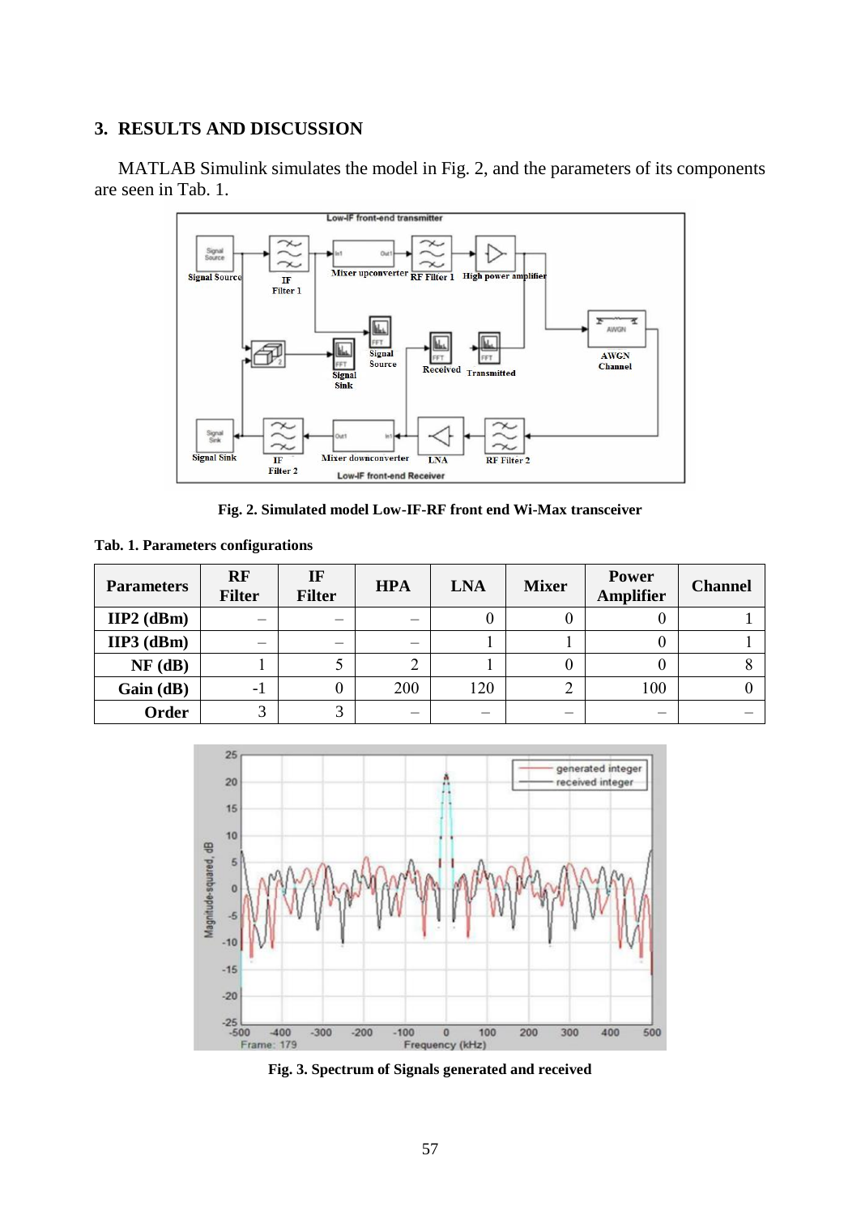## 3. RESULTS AND DISCUSSION

MATLAB Simulink simulates the model in Fig. 2, and the parameters of its components are seen in Tab. 1.

**Fig. 2. Simulated model Low-IF-RF front end Wi-Max transceiver**

**Tab. 1. Parameters configurations**

| Parameters | RF Filter | IF Filter | HPA | LNA | Mixer | Power Amplifier | Channel |
|---|---|---|---|---|---|---|---|
| IIP2 (dBm) | – | – | – | 0 | 0 | 0 | 1 |
| IIP3 (dBm) | – | – | – | 1 | 1 | 0 | 1 |
| NF (dB) | 1 | 5 | 2 | 1 | 0 | 0 | 8 |
| Gain (dB) | -1 | 0 | 200 | 120 | 2 | 100 | 0 |
| Order | 3 | 3 | – | – | – | – | – |

**Fig. 3. Spectrum of Signals generated and received**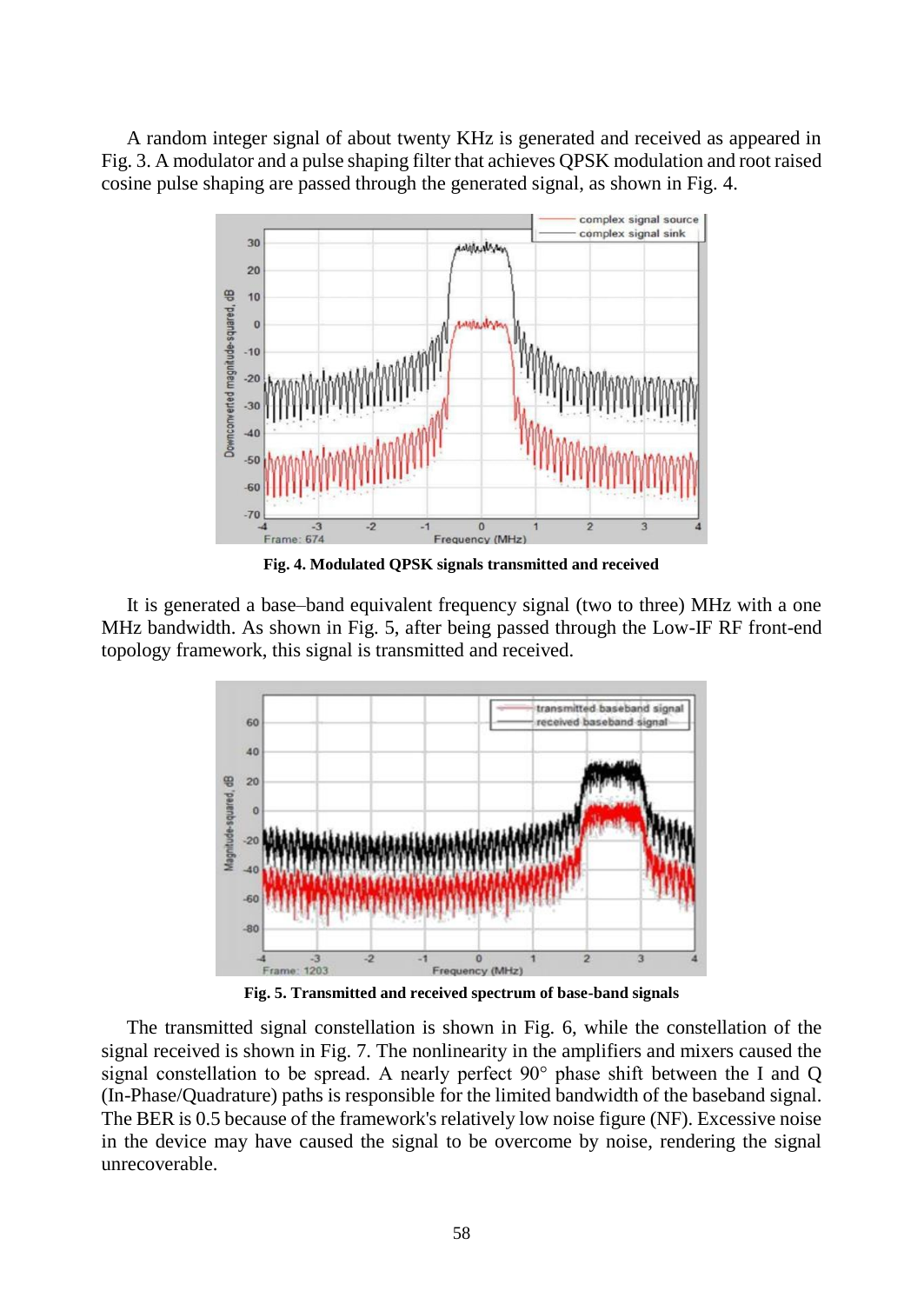A random integer signal of about twenty KHz is generated and received as appeared in Fig. 3. A modulator and a pulse shaping filter that achieves QPSK modulation and root raised cosine pulse shaping are passed through the generated signal, as shown in Fig. 4.

**Fig. 4. Modulated QPSK signals transmitted and received**

It is generated a base–band equivalent frequency signal (two to three) MHz with a one MHz bandwidth. As shown in Fig. 5, after being passed through the Low-IF RF front-end topology framework, this signal is transmitted and received.

**Fig. 5. Transmitted and received spectrum of base-band signals**

The transmitted signal constellation is shown in Fig. 6, while the constellation of the signal received is shown in Fig. 7. The nonlinearity in the amplifiers and mixers caused the signal constellation to be spread. A nearly perfect 90° phase shift between the I and Q (In-Phase/Quadrature) paths is responsible for the limited bandwidth of the baseband signal. The BER is 0.5 because of the framework's relatively low noise figure (NF). Excessive noise in the device may have caused the signal to be overcome by noise, rendering the signal unrecoverable.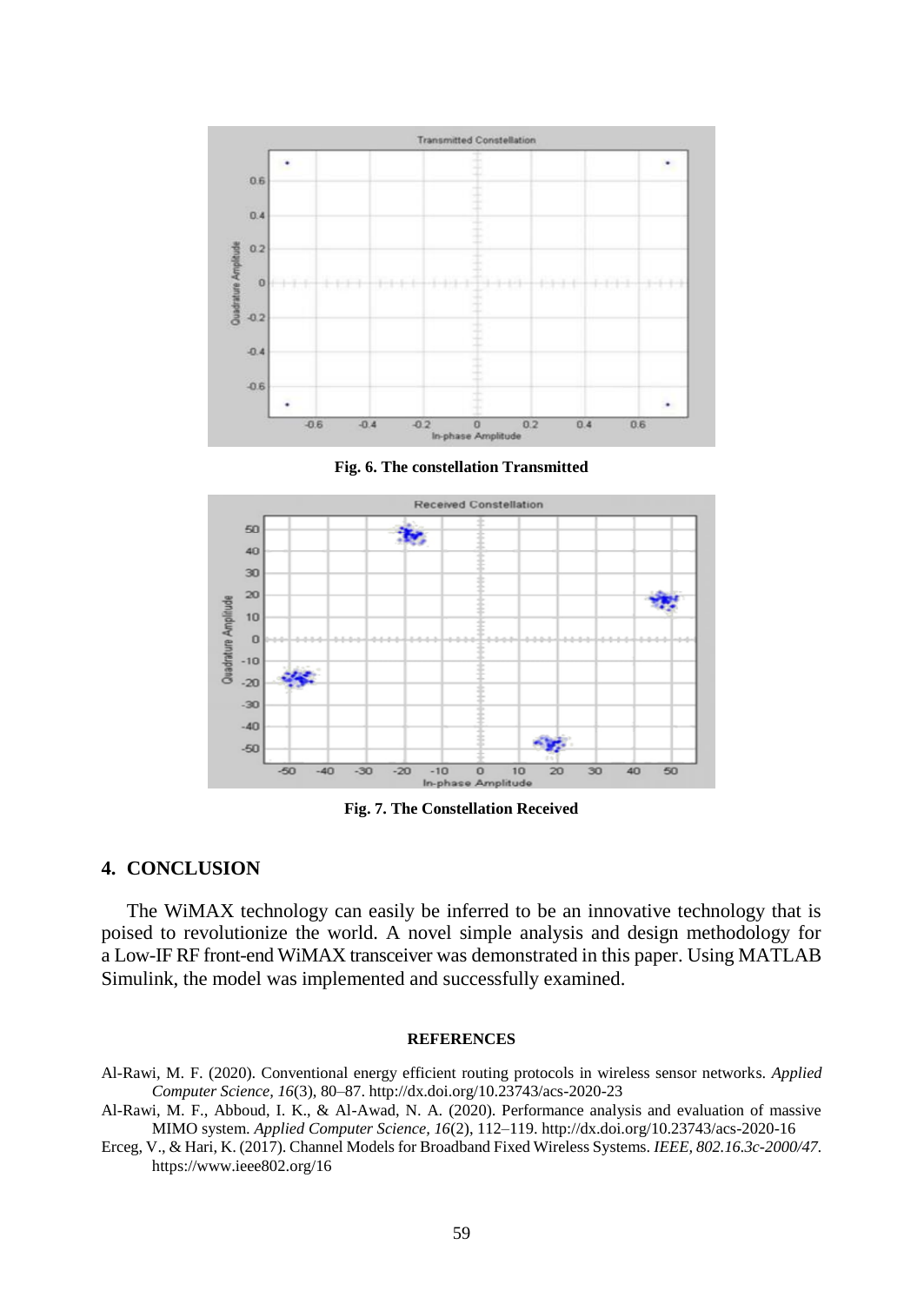**Fig. 6. The constellation Transmitted**

**Fig. 7. The Constellation Received**

## 4. CONCLUSION

The WiMAX technology can easily be inferred to be an innovative technology that is poised to revolutionize the world. A novel simple analysis and design methodology for a Low-IF RF front-end WiMAX transceiver was demonstrated in this paper. Using MATLAB Simulink, the model was implemented and successfully examined.

### REFERENCES

Al-Rawi, M. F. (2020). Conventional energy efficient routing protocols in wireless sensor networks. *Applied Computer Science, 16*(3), 80–87. http://dx.doi.org/10.23743/acs-2020-23

Al-Rawi, M. F., Abboud, I. K., & Al-Awad, N. A. (2020). Performance analysis and evaluation of massive MIMO system. *Applied Computer Science, 16*(2), 112–119. http://dx.doi.org/10.23743/acs-2020-16

Erceg, V., & Hari, K. (2017). Channel Models for Broadband Fixed Wireless Systems. *IEEE, 802.16.3c-2000/47*. https://www.ieee802.org/16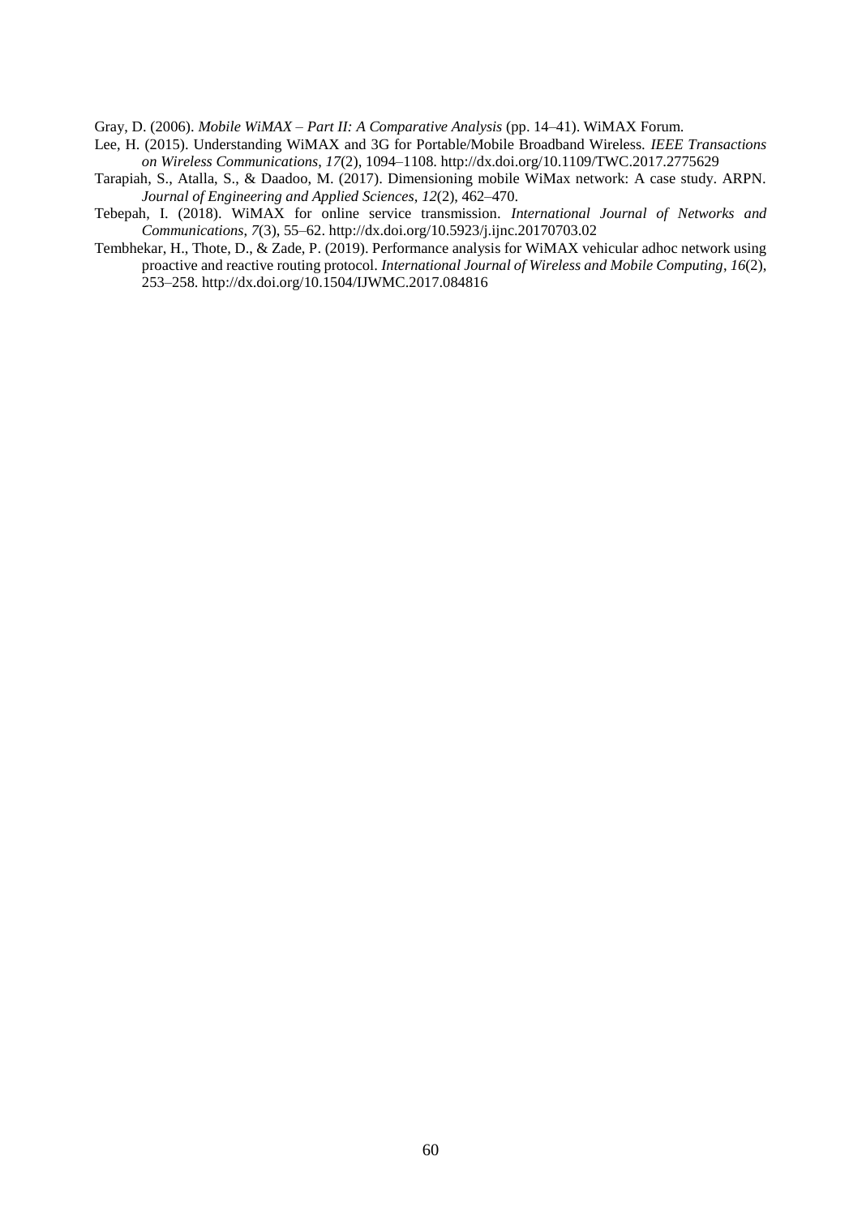Gray, D. (2006). *Mobile WiMAX – Part II: A Comparative Analysis* (pp. 14–41). WiMAX Forum.

Lee, H. (2015). Understanding WiMAX and 3G for Portable/Mobile Broadband Wireless. *IEEE Transactions on Wireless Communications*, *17*(2), 1094–1108. http://dx.doi.org/10.1109/TWC.2017.2775629

Tarapiah, S., Atalla, S., & Daadoo, M. (2017). Dimensioning mobile WiMax network: A case study. ARPN. *Journal of Engineering and Applied Sciences*, *12*(2), 462–470.

Tebepah, I. (2018). WiMAX for online service transmission. *International Journal of Networks and Communications*, *7*(3), 55–62. http://dx.doi.org/10.5923/j.ijnc.20170703.02

Tembhekar, H., Thote, D., & Zade, P. (2019). Performance analysis for WiMAX vehicular adhoc network using proactive and reactive routing protocol. *International Journal of Wireless and Mobile Computing*, *16*(2), 253–258. http://dx.doi.org/10.1504/IJWMC.2017.084816